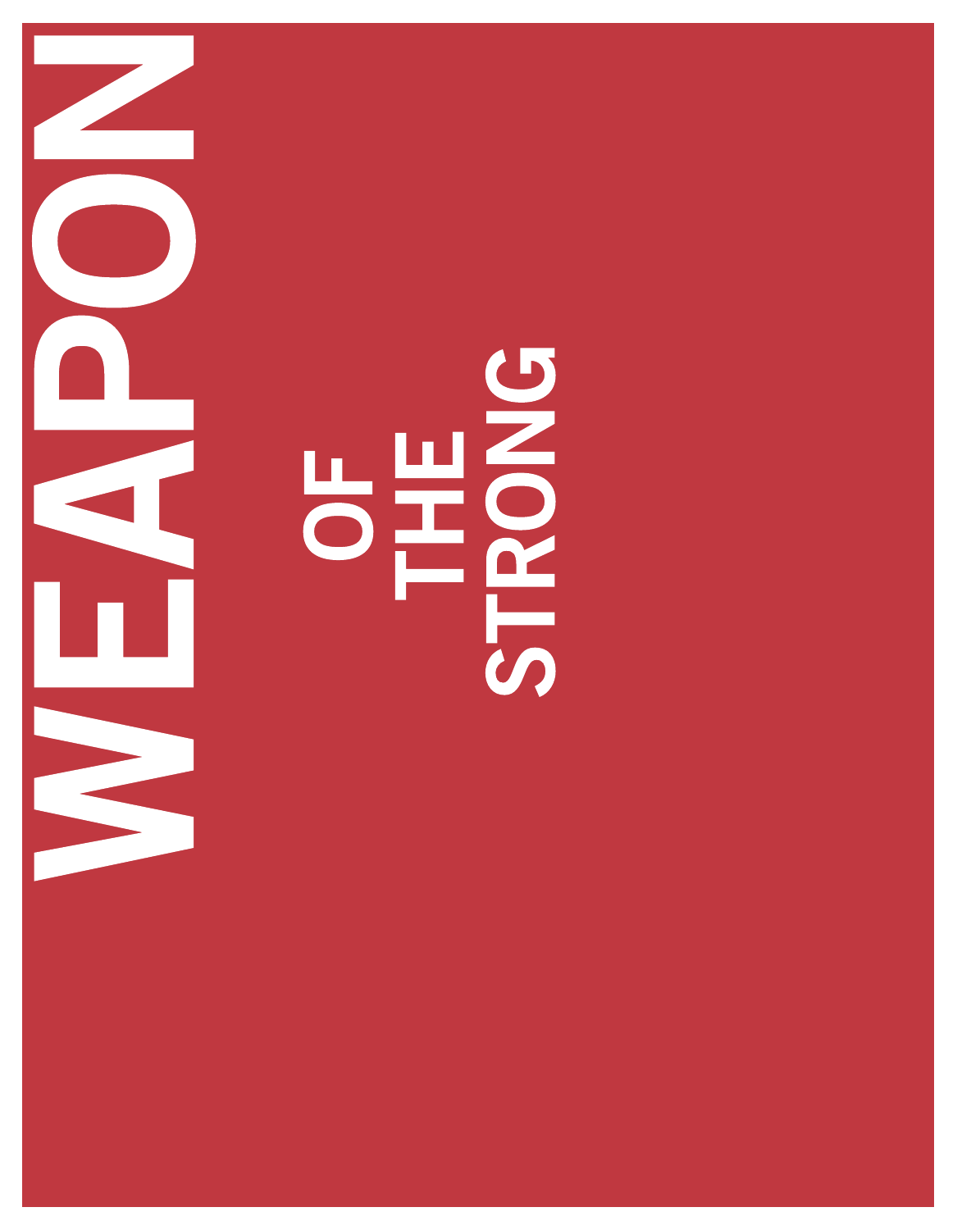# WEAPON

## OF THE STRONG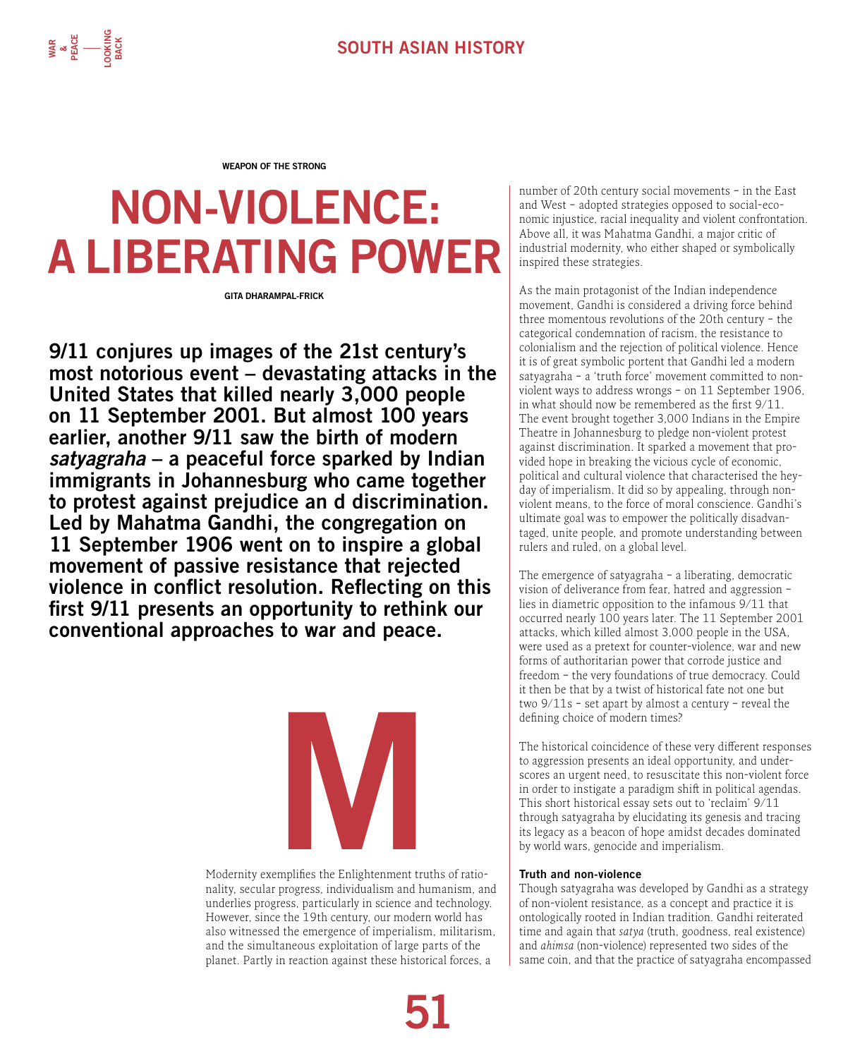WEAPON OF THE STRONG

# NON-VIOLENCE: A LIBERATING POWER

GITA DHARAMPAL-FRICK

**9/11 conjures up images of the 21st century's most notorious event – devastating attacks in the United States that killed nearly 3,000 people on 11 September 2001. But almost 100 years earlier, another 9/11 saw the birth of modern *satyagraha* – a peaceful force sparked by Indian immigrants in Johannesburg who came together to protest against prejudice an d discrimination. Led by Mahatma Gandhi, the congregation on 11 September 1906 went on to inspire a global movement of passive resistance that rejected violence in conflict resolution. Reflecting on this first 9/11 presents an opportunity to rethink our conventional approaches to war and peace.**

Modernity exemplifies the Enlightenment truths of rationality, secular progress, individualism and humanism, and underlies progress, particularly in science and technology. However, since the 19th century, our modern world has also witnessed the emergence of imperialism, militarism, and the simultaneous exploitation of large parts of the planet. Partly in reaction against these historical forces, a number of 20th century social movements – in the East and West – adopted strategies opposed to social-economic injustice, racial inequality and violent confrontation. Above all, it was Mahatma Gandhi, a major critic of industrial modernity, who either shaped or symbolically inspired these strategies.

As the main protagonist of the Indian independence movement, Gandhi is considered a driving force behind three momentous revolutions of the 20th century – the categorical condemnation of racism, the resistance to colonialism and the rejection of political violence. Hence it is of great symbolic portent that Gandhi led a modern satyagraha – a 'truth force' movement committed to non-violent ways to address wrongs – on 11 September 1906, in what should now be remembered as the first 9/11. The event brought together 3,000 Indians in the Empire Theatre in Johannesburg to pledge non-violent protest against discrimination. It sparked a movement that provided hope in breaking the vicious cycle of economic, political and cultural violence that characterised the heyday of imperialism. It did so by appealing, through non-violent means, to the force of moral conscience. Gandhi's ultimate goal was to empower the politically disadvantaged, unite people, and promote understanding between rulers and ruled, on a global level.

The emergence of satyagraha – a liberating, democratic vision of deliverance from fear, hatred and aggression – lies in diametric opposition to the infamous 9/11 that occurred nearly 100 years later. The 11 September 2001 attacks, which killed almost 3,000 people in the USA, were used as a pretext for counter-violence, war and new forms of authoritarian power that corrode justice and freedom – the very foundations of true democracy. Could it then be that by a twist of historical fate not one but two 9/11s – set apart by almost a century – reveal the defining choice of modern times?

The historical coincidence of these very different responses to aggression presents an ideal opportunity, and underscores an urgent need, to resuscitate this non-violent force in order to instigate a paradigm shift in political agendas. This short historical essay sets out to 'reclaim' 9/11 through satyagraha by elucidating its genesis and tracing its legacy as a beacon of hope amidst decades dominated by world wars, genocide and imperialism.

### Truth and non-violence

Though satyagraha was developed by Gandhi as a strategy of non-violent resistance, as a concept and practice it is ontologically rooted in Indian tradition. Gandhi reiterated time and again that *satya* (truth, goodness, real existence) and *ahimsa* (non-violence) represented two sides of the same coin, and that the practice of satyagraha encompassed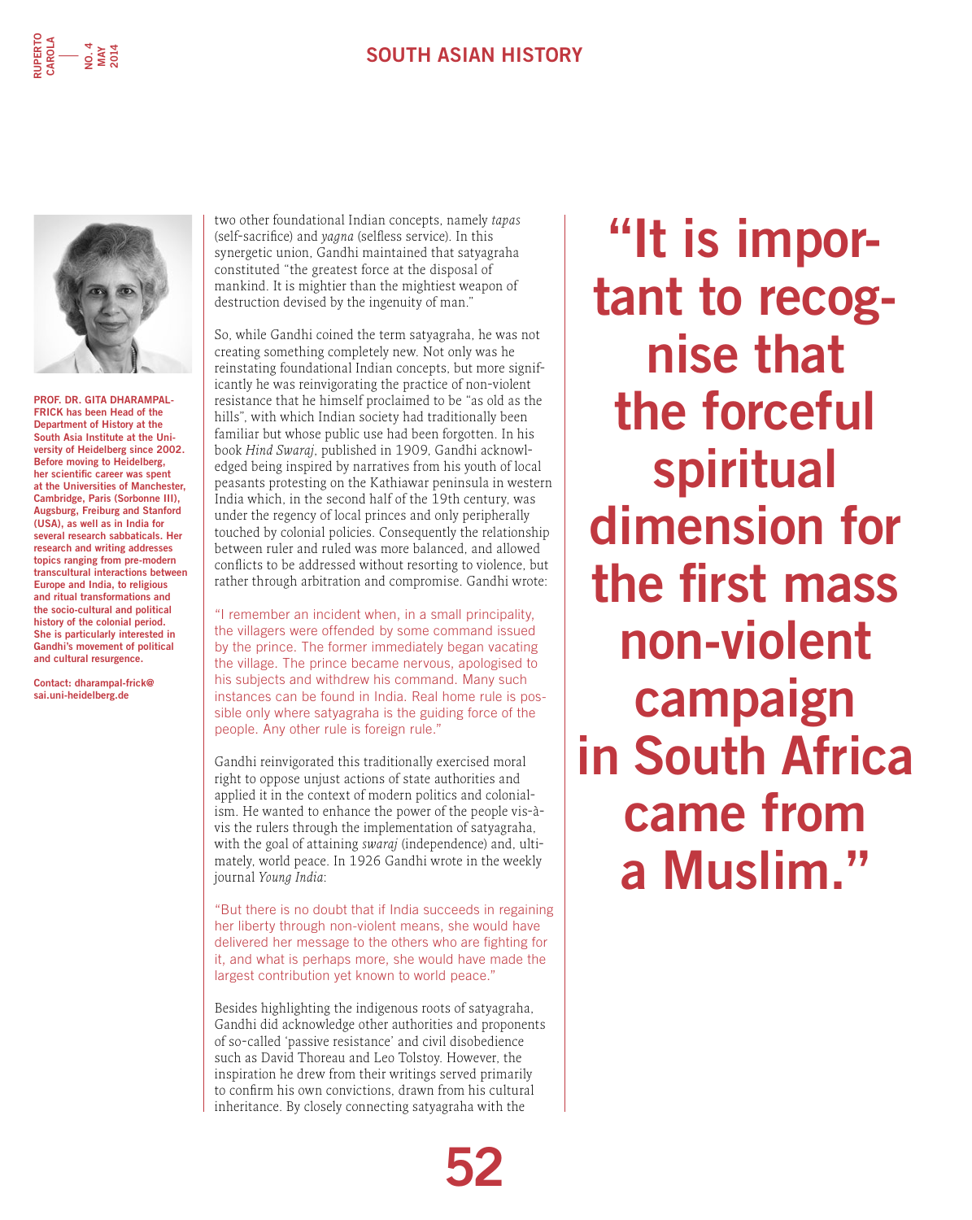PROF. DR. GITA DHARAMPAL-FRICK has been Head of the Department of History at the South Asia Institute at the University of Heidelberg since 2002. Before moving to Heidelberg, her scientific career was spent at the Universities of Manchester, Cambridge, Paris (Sorbonne III), Augsburg, Freiburg and Stanford (USA), as well as in India for several research sabbaticals. Her research and writing addresses topics ranging from pre-modern transcultural interactions between Europe and India, to religious and ritual transformations and the socio-cultural and political history of the colonial period. She is particularly interested in Gandhi's movement of political and cultural resurgence.

Contact: dharampal-frick@sai.uni-heidelberg.de

two other foundational Indian concepts, namely *tapas* (self-sacrifice) and *yagna* (selfless service). In this synergetic union, Gandhi maintained that satyagraha constituted "the greatest force at the disposal of mankind. It is mightier than the mightiest weapon of destruction devised by the ingenuity of man."

So, while Gandhi coined the term satyagraha, he was not creating something completely new. Not only was he reinstating foundational Indian concepts, but more significantly he was reinvigorating the practice of non-violent resistance that he himself proclaimed to be "as old as the hills", with which Indian society had traditionally been familiar but whose public use had been forgotten. In his book *Hind Swaraj*, published in 1909, Gandhi acknowledged being inspired by narratives from his youth of local peasants protesting on the Kathiawar peninsula in western India which, in the second half of the 19th century, was under the regency of local princes and only peripherally touched by colonial policies. Consequently the relationship between ruler and ruled was more balanced, and allowed conflicts to be addressed without resorting to violence, but rather through arbitration and compromise. Gandhi wrote:

"I remember an incident when, in a small principality, the villagers were offended by some command issued by the prince. The former immediately began vacating the village. The prince became nervous, apologised to his subjects and withdrew his command. Many such instances can be found in India. Real home rule is possible only where satyagraha is the guiding force of the people. Any other rule is foreign rule."

Gandhi reinvigorated this traditionally exercised moral right to oppose unjust actions of state authorities and applied it in the context of modern politics and colonialism. He wanted to enhance the power of the people vis-à-vis the rulers through the implementation of satyagraha, with the goal of attaining *swaraj* (independence) and, ultimately, world peace. In 1926 Gandhi wrote in the weekly journal *Young India*:

"But there is no doubt that if India succeeds in regaining her liberty through non-violent means, she would have delivered her message to the others who are fighting for it, and what is perhaps more, she would have made the largest contribution yet known to world peace."

Besides highlighting the indigenous roots of satyagraha, Gandhi did acknowledge other authorities and proponents of so-called 'passive resistance' and civil disobedience such as David Thoreau and Leo Tolstoy. However, the inspiration he drew from their writings served primarily to confirm his own convictions, drawn from his cultural inheritance. By closely connecting satyagraha with the

**"It is important to recognise that the forceful spiritual dimension for the first mass non-violent campaign in South Africa came from a Muslim."**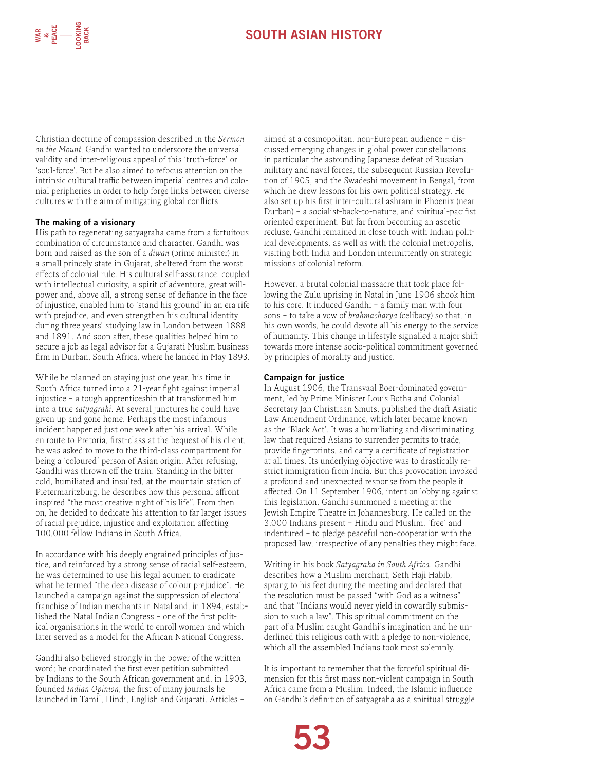Christian doctrine of compassion described in the *Sermon on the Mount*, Gandhi wanted to underscore the universal validity and inter-religious appeal of this 'truth-force' or 'soul-force'. But he also aimed to refocus attention on the intrinsic cultural traffic between imperial centres and colonial peripheries in order to help forge links between diverse cultures with the aim of mitigating global conflicts.

#### The making of a visionary

His path to regenerating satyagraha came from a fortuitous combination of circumstance and character. Gandhi was born and raised as the son of a *diwan* (prime minister) in a small princely state in Gujarat, sheltered from the worst effects of colonial rule. His cultural self-assurance, coupled with intellectual curiosity, a spirit of adventure, great willpower and, above all, a strong sense of defiance in the face of injustice, enabled him to 'stand his ground' in an era rife with prejudice, and even strengthen his cultural identity during three years' studying law in London between 1888 and 1891. And soon after, these qualities helped him to secure a job as legal advisor for a Gujarati Muslim business firm in Durban, South Africa, where he landed in May 1893.

While he planned on staying just one year, his time in South Africa turned into a 21-year fight against imperial injustice – a tough apprenticeship that transformed him into a true *satyagrahi*. At several junctures he could have given up and gone home. Perhaps the most infamous incident happened just one week after his arrival. While en route to Pretoria, first-class at the bequest of his client, he was asked to move to the third-class compartment for being a 'coloured' person of Asian origin. After refusing, Gandhi was thrown off the train. Standing in the bitter cold, humiliated and insulted, at the mountain station of Pietermaritzburg, he describes how this personal affront inspired "the most creative night of his life". From then on, he decided to dedicate his attention to far larger issues of racial prejudice, injustice and exploitation affecting 100,000 fellow Indians in South Africa.

In accordance with his deeply engrained principles of justice, and reinforced by a strong sense of racial self-esteem, he was determined to use his legal acumen to eradicate what he termed "the deep disease of colour prejudice". He launched a campaign against the suppression of electoral franchise of Indian merchants in Natal and, in 1894, established the Natal Indian Congress – one of the first political organisations in the world to enroll women and which later served as a model for the African National Congress.

Gandhi also believed strongly in the power of the written word; he coordinated the first ever petition submitted by Indians to the South African government and, in 1903, founded *Indian Opinion*, the first of many journals he launched in Tamil, Hindi, English and Gujarati. Articles – aimed at a cosmopolitan, non-European audience – discussed emerging changes in global power constellations, in particular the astounding Japanese defeat of Russian military and naval forces, the subsequent Russian Revolution of 1905, and the Swadeshi movement in Bengal, from which he drew lessons for his own political strategy. He also set up his first inter-cultural ashram in Phoenix (near Durban) – a socialist-back-to-nature, and spiritual-pacifist oriented experiment. But far from becoming an ascetic recluse, Gandhi remained in close touch with Indian political developments, as well as with the colonial metropolis, visiting both India and London intermittently on strategic missions of colonial reform.

However, a brutal colonial massacre that took place following the Zulu uprising in Natal in June 1906 shook him to his core. It induced Gandhi – a family man with four sons – to take a vow of *brahmacharya* (celibacy) so that, in his own words, he could devote all his energy to the service of humanity. This change in lifestyle signalled a major shift towards more intense socio-political commitment governed by principles of morality and justice.

#### Campaign for justice

In August 1906, the Transvaal Boer-dominated government, led by Prime Minister Louis Botha and Colonial Secretary Jan Christiaan Smuts, published the draft Asiatic Law Amendment Ordinance, which later became known as the 'Black Act'. It was a humiliating and discriminating law that required Asians to surrender permits to trade, provide fingerprints, and carry a certificate of registration at all times. Its underlying objective was to drastically restrict immigration from India. But this provocation invoked a profound and unexpected response from the people it affected. On 11 September 1906, intent on lobbying against this legislation, Gandhi summoned a meeting at the Jewish Empire Theatre in Johannesburg. He called on the 3,000 Indians present – Hindu and Muslim, 'free' and indentured – to pledge peaceful non-cooperation with the proposed law, irrespective of any penalties they might face.

Writing in his book *Satyagraha in South Africa*, Gandhi describes how a Muslim merchant, Seth Haji Habib, sprang to his feet during the meeting and declared that the resolution must be passed "with God as a witness" and that "Indians would never yield in cowardly submission to such a law". This spiritual commitment on the part of a Muslim caught Gandhi's imagination and he underlined this religious oath with a pledge to non-violence, which all the assembled Indians took most solemnly.

It is important to remember that the forceful spiritual dimension for this first mass non-violent campaign in South Africa came from a Muslim. Indeed, the Islamic influence on Gandhi's definition of satyagraha as a spiritual struggle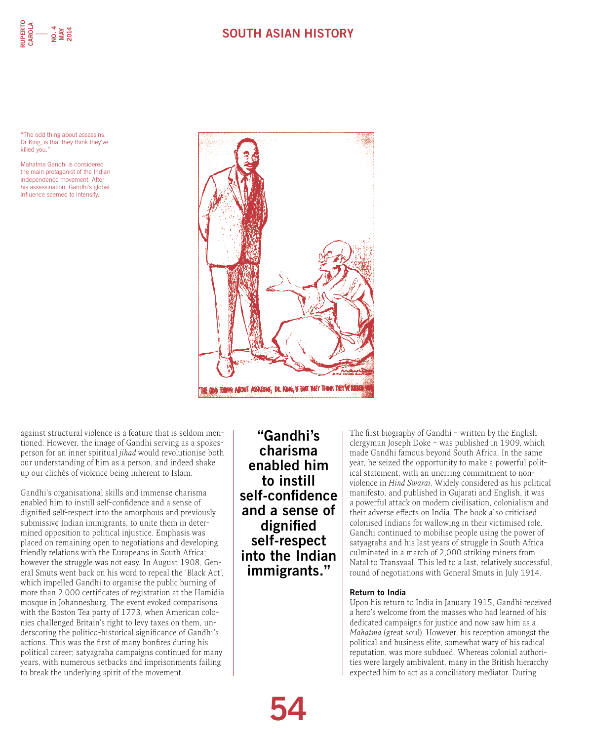"The odd thing about assassins, Dr King, is that they think they've killed you."

Mahatma Gandhi is considered the main protagonist of the Indian independence movement. After his assassination, Gandhi's global influence seemed to intensify.

against structural violence is a feature that is seldom mentioned. However, the image of Gandhi serving as a spokesperson for an inner spiritual *jihad* would revolutionise both our understanding of him as a person, and indeed shake up our clichés of violence being inherent to Islam.

Gandhi's organisational skills and immense charisma enabled him to instill self-confidence and a sense of dignified self-respect into the amorphous and previously submissive Indian immigrants, to unite them in determined opposition to political injustice. Emphasis was placed on remaining open to negotiations and developing friendly relations with the Europeans in South Africa; however the struggle was not easy. In August 1908, General Smuts went back on his word to repeal the 'Black Act', which impelled Gandhi to organise the public burning of more than 2,000 certificates of registration at the Hamidia mosque in Johannesburg. The event evoked comparisons with the Boston Tea party of 1773, when American colonies challenged Britain's right to levy taxes on them, underscoring the politico-historical significance of Gandhi's actions. This was the first of many bonfires during his political career; satyagraha campaigns continued for many years, with numerous setbacks and imprisonments failing to break the underlying spirit of the movement.

**"Gandhi's charisma enabled him to instill self-confidence and a sense of dignified self-respect into the Indian immigrants."**

The first biography of Gandhi – written by the English clergyman Joseph Doke – was published in 1909, which made Gandhi famous beyond South Africa. In the same year, he seized the opportunity to make a powerful political statement, with an unerring commitment to nonviolence in *Hind Swaraj*. Widely considered as his political manifesto, and published in Gujarati and English, it was a powerful attack on modern civilisation, colonialism and their adverse effects on India. The book also criticised colonised Indians for wallowing in their victimised role. Gandhi continued to mobilise people using the power of satyagraha and his last years of struggle in South Africa culminated in a march of 2,000 striking miners from Natal to Transvaal. This led to a last, relatively successful, round of negotiations with General Smuts in July 1914.

### Return to India

Upon his return to India in January 1915, Gandhi received a hero's welcome from the masses who had learned of his dedicated campaigns for justice and now saw him as a *Mahatma* (great soul). However, his reception amongst the political and business elite, somewhat wary of his radical reputation, was more subdued. Whereas colonial authorities were largely ambivalent, many in the British hierarchy expected him to act as a conciliatory mediator. During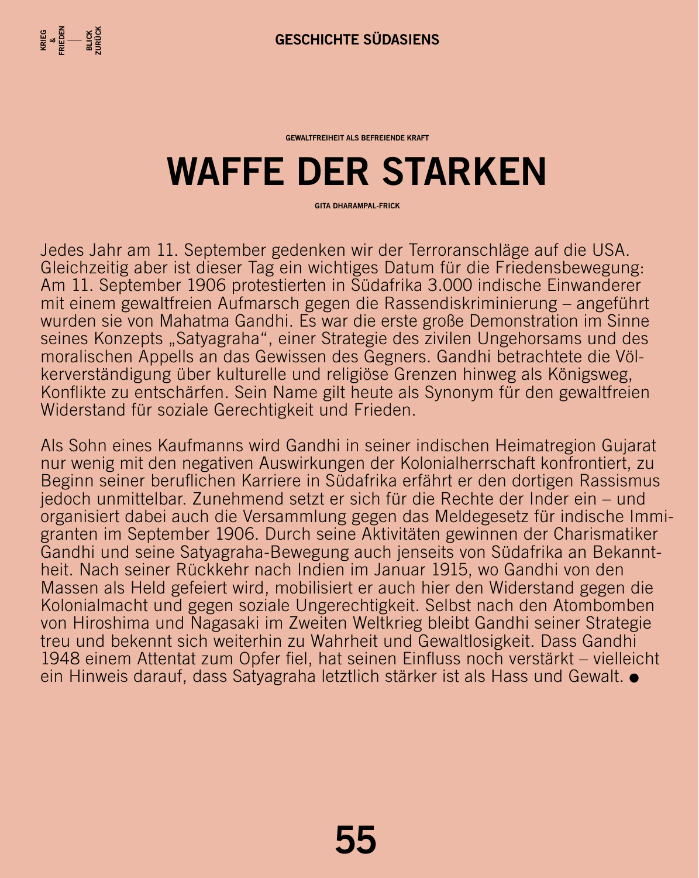GEWALTFREIHEIT ALS BEFREIENDE KRAFT

# WAFFE DER STARKEN

GITA DHARAMPAL-FRICK

Jedes Jahr am 11. September gedenken wir der Terroranschläge auf die USA. Gleichzeitig aber ist dieser Tag ein wichtiges Datum für die Friedensbewegung: Am 11. September 1906 protestierten in Südafrika 3.000 indische Einwanderer mit einem gewaltfreien Aufmarsch gegen die Rassendiskriminierung – angeführt wurden sie von Mahatma Gandhi. Es war die erste große Demonstration im Sinne seines Konzepts „Satyagraha", einer Strategie des zivilen Ungehorsams und des moralischen Appells an das Gewissen des Gegners. Gandhi betrachtete die Völkerverständigung über kulturelle und religiöse Grenzen hinweg als Königsweg, Konflikte zu entschärfen. Sein Name gilt heute als Synonym für den gewaltfreien Widerstand für soziale Gerechtigkeit und Frieden.

Als Sohn eines Kaufmanns wird Gandhi in seiner indischen Heimatregion Gujarat nur wenig mit den negativen Auswirkungen der Kolonialherrschaft konfrontiert, zu Beginn seiner beruflichen Karriere in Südafrika erfährt er den dortigen Rassismus jedoch unmittelbar. Zunehmend setzt er sich für die Rechte der Inder ein – und organisiert dabei auch die Versammlung gegen das Meldegesetz für indische Immigranten im September 1906. Durch seine Aktivitäten gewinnen der Charismatiker Gandhi und seine Satyagraha-Bewegung auch jenseits von Südafrika an Bekanntheit. Nach seiner Rückkehr nach Indien im Januar 1915, wo Gandhi von den Massen als Held gefeiert wird, mobilisiert er auch hier den Widerstand gegen die Kolonialmacht und gegen soziale Ungerechtigkeit. Selbst nach den Atombomben von Hiroshima und Nagasaki im Zweiten Weltkrieg bleibt Gandhi seiner Strategie treu und bekennt sich weiterhin zu Wahrheit und Gewaltlosigkeit. Dass Gandhi 1948 einem Attentat zum Opfer fiel, hat seinen Einfluss noch verstärkt – vielleicht ein Hinweis darauf, dass Satyagraha letztlich stärker ist als Hass und Gewalt. ●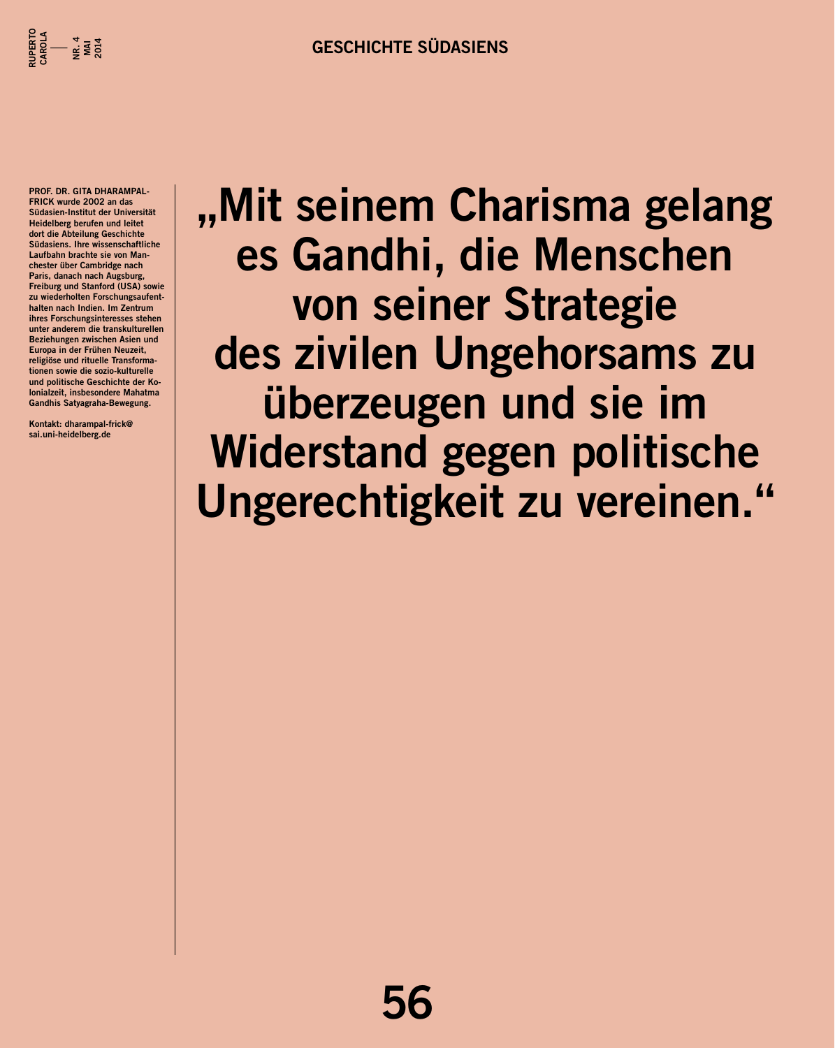**PROF. DR. GITA DHARAMPAL-FRICK** wurde 2002 an das Südasien-Institut der Universität Heidelberg berufen und leitet dort die Abteilung Geschichte Südasiens. Ihre wissenschaftliche Laufbahn brachte sie von Manchester über Cambridge nach Paris, danach nach Augsburg, Freiburg und Stanford (USA) sowie zu wiederholten Forschungsaufenthalten nach Indien. Im Zentrum ihres Forschungsinteresses stehen unter anderem die transkulturellen Beziehungen zwischen Asien und Europa in der Frühen Neuzeit, religiöse und rituelle Transformationen sowie die sozio-kulturelle und politische Geschichte der Kolonialzeit, insbesondere Mahatma Gandhis Satyagraha-Bewegung.

Kontakt: dharampal-frick@sai.uni-heidelberg.de

# „Mit seinem Charisma gelang es Gandhi, die Menschen von seiner Strategie des zivilen Ungehorsams zu überzeugen und sie im Widerstand gegen politische Ungerechtigkeit zu vereinen."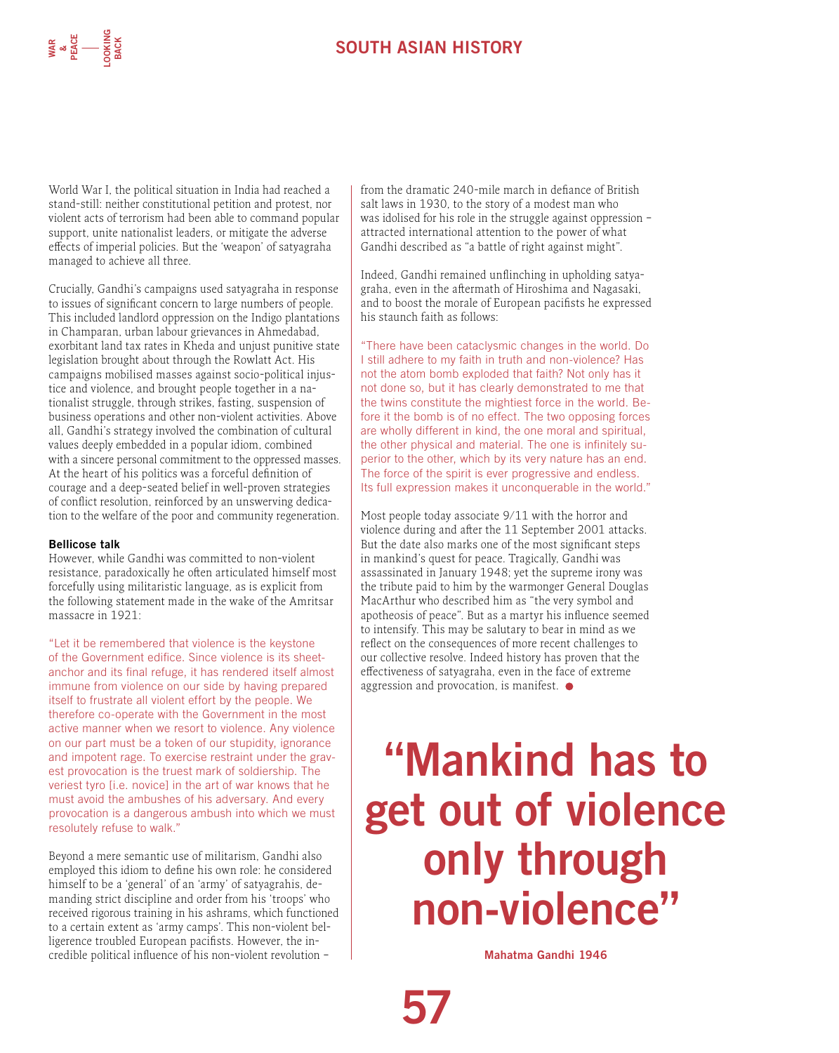World War I, the political situation in India had reached a stand-still: neither constitutional petition and protest, nor violent acts of terrorism had been able to command popular support, unite nationalist leaders, or mitigate the adverse effects of imperial policies. But the 'weapon' of satyagraha managed to achieve all three.

Crucially, Gandhi's campaigns used satyagraha in response to issues of significant concern to large numbers of people. This included landlord oppression on the Indigo plantations in Champaran, urban labour grievances in Ahmedabad, exorbitant land tax rates in Kheda and unjust punitive state legislation brought about through the Rowlatt Act. His campaigns mobilised masses against socio-political injustice and violence, and brought people together in a nationalist struggle, through strikes, fasting, suspension of business operations and other non-violent activities. Above all, Gandhi's strategy involved the combination of cultural values deeply embedded in a popular idiom, combined with a sincere personal commitment to the oppressed masses. At the heart of his politics was a forceful definition of courage and a deep-seated belief in well-proven strategies of conflict resolution, reinforced by an unswerving dedication to the welfare of the poor and community regeneration.

**Bellicose talk**

However, while Gandhi was committed to non-violent resistance, paradoxically he often articulated himself most forcefully using militaristic language, as is explicit from the following statement made in the wake of the Amritsar massacre in 1921:

"Let it be remembered that violence is the keystone of the Government edifice. Since violence is its sheet-anchor and its final refuge, it has rendered itself almost immune from violence on our side by having prepared itself to frustrate all violent effort by the people. We therefore co-operate with the Government in the most active manner when we resort to violence. Any violence on our part must be a token of our stupidity, ignorance and impotent rage. To exercise restraint under the gravest provocation is the truest mark of soldiership. The veriest tyro [i.e. novice] in the art of war knows that he must avoid the ambushes of his adversary. And every provocation is a dangerous ambush into which we must resolutely refuse to walk."

Beyond a mere semantic use of militarism, Gandhi also employed this idiom to define his own role: he considered himself to be a 'general' of an 'army' of satyagrahis, demanding strict discipline and order from his 'troops' who received rigorous training in his ashrams, which functioned to a certain extent as 'army camps'. This non-violent belligerence troubled European pacifists. However, the incredible political influence of his non-violent revolution – from the dramatic 240-mile march in defiance of British salt laws in 1930, to the story of a modest man who was idolised for his role in the struggle against oppression – attracted international attention to the power of what Gandhi described as "a battle of right against might".

Indeed, Gandhi remained unflinching in upholding satyagraha, even in the aftermath of Hiroshima and Nagasaki, and to boost the morale of European pacifists he expressed his staunch faith as follows:

"There have been cataclysmic changes in the world. Do I still adhere to my faith in truth and non-violence? Has not the atom bomb exploded that faith? Not only has it not done so, but it has clearly demonstrated to me that the twins constitute the mightiest force in the world. Before it the bomb is of no effect. The two opposing forces are wholly different in kind, the one moral and spiritual, the other physical and material. The one is infinitely superior to the other, which by its very nature has an end. The force of the spirit is ever progressive and endless. Its full expression makes it unconquerable in the world."

Most people today associate 9/11 with the horror and violence during and after the 11 September 2001 attacks. But the date also marks one of the most significant steps in mankind's quest for peace. Tragically, Gandhi was assassinated in January 1948; yet the supreme irony was the tribute paid to him by the warmonger General Douglas MacArthur who described him as "the very symbol and apotheosis of peace". But as a martyr his influence seemed to intensify. This may be salutary to bear in mind as we reflect on the consequences of more recent challenges to our collective resolve. Indeed history has proven that the effectiveness of satyagraha, even in the face of extreme aggression and provocation, is manifest. ●

## "Mankind has to get out of violence only through non-violence"

**Mahatma Gandhi 1946**